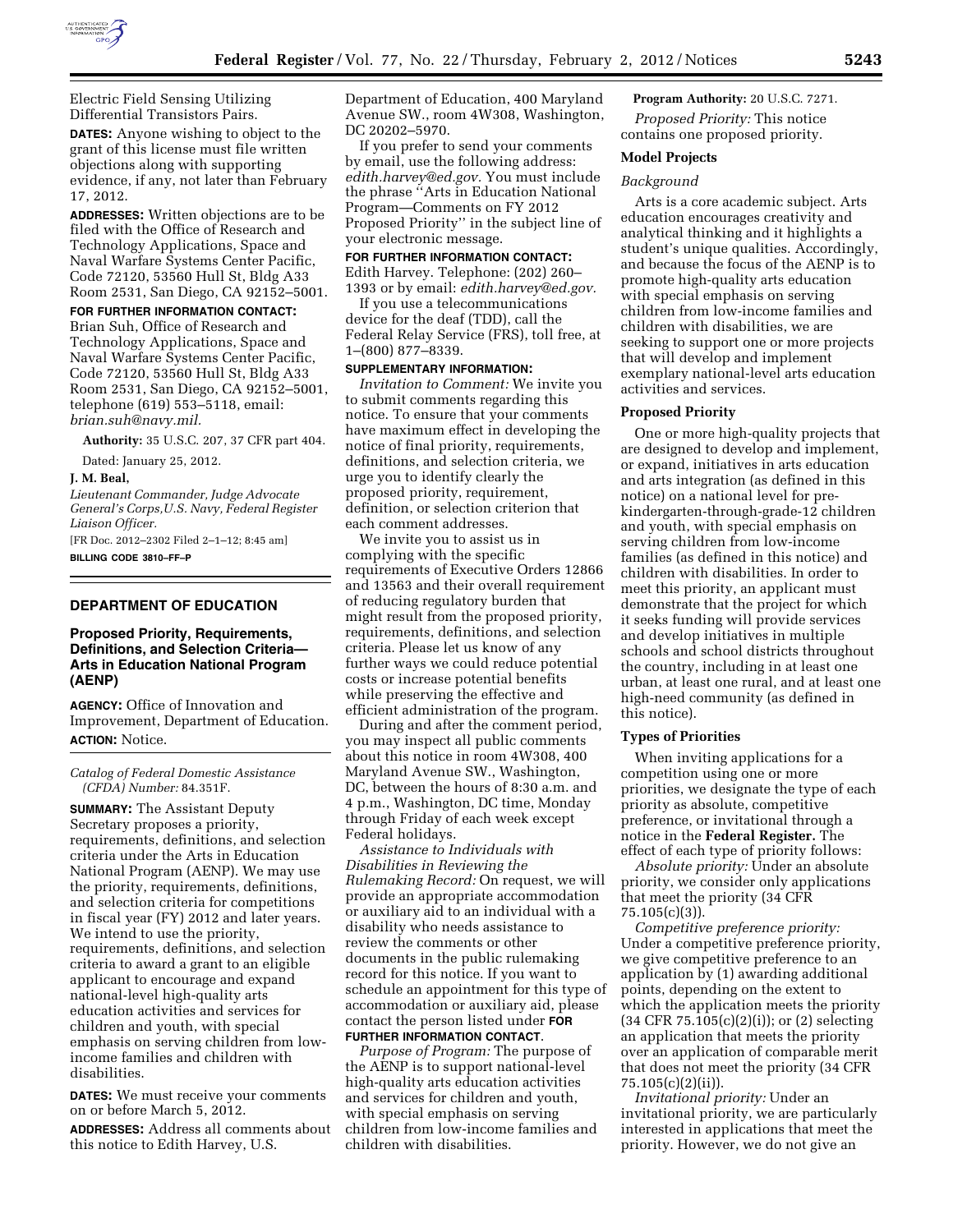Electric Field Sensing Utilizing Differential Transistors Pairs.

**DATES:** Anyone wishing to object to the grant of this license must file written objections along with supporting evidence, if any, not later than February 17, 2012.

**ADDRESSES:** Written objections are to be filed with the Office of Research and Technology Applications, Space and Naval Warfare Systems Center Pacific, Code 72120, 53560 Hull St, Bldg A33 Room 2531, San Diego, CA 92152–5001.

**FOR FURTHER INFORMATION CONTACT:** Brian Suh, Office of Research and Technology Applications, Space and Naval Warfare Systems Center Pacific, Code 72120, 53560 Hull St, Bldg A33 Room 2531, San Diego, CA 92152–5001, telephone (619) 553–5118, email: *brian.suh@navy.mil.*

**Authority:** 35 U.S.C. 207, 37 CFR part 404.

Dated: January 25, 2012.

**J. M. Beal,**

*Lieutenant Commander, Judge Advocate General's Corps,U.S. Navy, Federal Register Liaison Officer.*

[FR Doc. 2012–2302 Filed 2–1–12; 8:45 am]

**BILLING CODE 3810–FF–P**

## DEPARTMENT OF EDUCATION

### Proposed Priority, Requirements, Definitions, and Selection Criteria—Arts in Education National Program (AENP)

**AGENCY:** Office of Innovation and Improvement, Department of Education.

**ACTION:** Notice.

*Catalog of Federal Domestic Assistance (CFDA) Number:* 84.351F.

**SUMMARY:** The Assistant Deputy Secretary proposes a priority, requirements, definitions, and selection criteria under the Arts in Education National Program (AENP). We may use the priority, requirements, definitions, and selection criteria for competitions in fiscal year (FY) 2012 and later years. We intend to use the priority, requirements, definitions, and selection criteria to award a grant to an eligible applicant to encourage and expand national-level high-quality arts education activities and services for children and youth, with special emphasis on serving children from low-income families and children with disabilities.

**DATES:** We must receive your comments on or before March 5, 2012.

**ADDRESSES:** Address all comments about this notice to Edith Harvey, U.S. Department of Education, 400 Maryland Avenue SW., room 4W308, Washington, DC 20202–5970.

If you prefer to send your comments by email, use the following address: *edith.harvey@ed.gov.* You must include the phrase "Arts in Education National Program—Comments on FY 2012 Proposed Priority" in the subject line of your electronic message.

**FOR FURTHER INFORMATION CONTACT:** Edith Harvey. Telephone: (202) 260–1393 or by email: *edith.harvey@ed.gov.*

If you use a telecommunications device for the deaf (TDD), call the Federal Relay Service (FRS), toll free, at 1–(800) 877–8339.

**SUPPLEMENTARY INFORMATION:**

*Invitation to Comment:* We invite you to submit comments regarding this notice. To ensure that your comments have maximum effect in developing the notice of final priority, requirements, definitions, and selection criteria, we urge you to identify clearly the proposed priority, requirement, definition, or selection criterion that each comment addresses.

We invite you to assist us in complying with the specific requirements of Executive Orders 12866 and 13563 and their overall requirement of reducing regulatory burden that might result from the proposed priority, requirements, definitions, and selection criteria. Please let us know of any further ways we could reduce potential costs or increase potential benefits while preserving the effective and efficient administration of the program.

During and after the comment period, you may inspect all public comments about this notice in room 4W308, 400 Maryland Avenue SW., Washington, DC, between the hours of 8:30 a.m. and 4 p.m., Washington, DC time, Monday through Friday of each week except Federal holidays.

*Assistance to Individuals with Disabilities in Reviewing the Rulemaking Record:* On request, we will provide an appropriate accommodation or auxiliary aid to an individual with a disability who needs assistance to review the comments or other documents in the public rulemaking record for this notice. If you want to schedule an appointment for this type of accommodation or auxiliary aid, please contact the person listed under **FOR FURTHER INFORMATION CONTACT**.

*Purpose of Program:* The purpose of the AENP is to support national-level high-quality arts education activities and services for children and youth, with special emphasis on serving children from low-income families and children with disabilities.

**Program Authority:** 20 U.S.C. 7271.

*Proposed Priority:* This notice contains one proposed priority.

### Model Projects

*Background*

Arts is a core academic subject. Arts education encourages creativity and analytical thinking and it highlights a student's unique qualities. Accordingly, and because the focus of the AENP is to promote high-quality arts education with special emphasis on serving children from low-income families and children with disabilities, we are seeking to support one or more projects that will develop and implement exemplary national-level arts education activities and services.

### Proposed Priority

One or more high-quality projects that are designed to develop and implement, or expand, initiatives in arts education and arts integration (as defined in this notice) on a national level for pre-kindergarten-through-grade-12 children and youth, with special emphasis on serving children from low-income families (as defined in this notice) and children with disabilities. In order to meet this priority, an applicant must demonstrate that the project for which it seeks funding will provide services and develop initiatives in multiple schools and school districts throughout the country, including in at least one urban, at least one rural, and at least one high-need community (as defined in this notice).

### Types of Priorities

When inviting applications for a competition using one or more priorities, we designate the type of each priority as absolute, competitive preference, or invitational through a notice in the **Federal Register.** The effect of each type of priority follows:

*Absolute priority:* Under an absolute priority, we consider only applications that meet the priority (34 CFR 75.105(c)(3)).

*Competitive preference priority:* Under a competitive preference priority, we give competitive preference to an application by (1) awarding additional points, depending on the extent to which the application meets the priority (34 CFR 75.105(c)(2)(i)); or (2) selecting an application that meets the priority over an application of comparable merit that does not meet the priority (34 CFR 75.105(c)(2)(ii)).

*Invitational priority:* Under an invitational priority, we are particularly interested in applications that meet the priority. However, we do not give an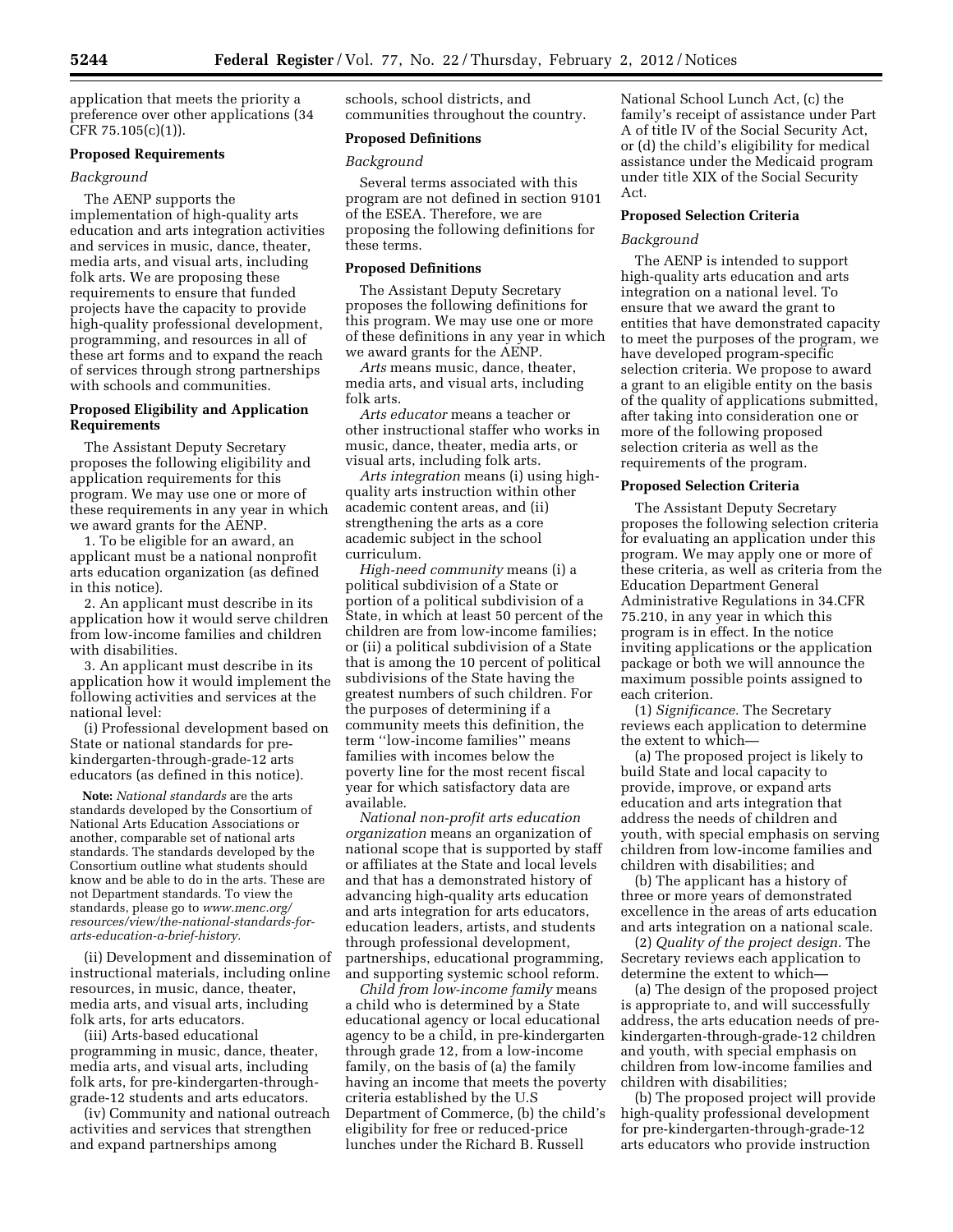application that meets the priority a preference over other applications (34 CFR 75.105(c)(1)).

**Proposed Requirements**

*Background*

The AENP supports the implementation of high-quality arts education and arts integration activities and services in music, dance, theater, media arts, and visual arts, including folk arts. We are proposing these requirements to ensure that funded projects have the capacity to provide high-quality professional development, programming, and resources in all of these art forms and to expand the reach of services through strong partnerships with schools and communities.

**Proposed Eligibility and Application Requirements**

The Assistant Deputy Secretary proposes the following eligibility and application requirements for this program. We may use one or more of these requirements in any year in which we award grants for the AENP.

1. To be eligible for an award, an applicant must be a national nonprofit arts education organization (as defined in this notice).

2. An applicant must describe in its application how it would serve children from low-income families and children with disabilities.

3. An applicant must describe in its application how it would implement the following activities and services at the national level:

(i) Professional development based on State or national standards for pre-kindergarten-through-grade-12 arts educators (as defined in this notice).

**Note:** *National standards* are the arts standards developed by the Consortium of National Arts Education Associations or another, comparable set of national arts standards. The standards developed by the Consortium outline what students should know and be able to do in the arts. These are not Department standards. To view the standards, please go to *www.menc.org/resources/view/the-national-standards-for-arts-education-a-brief-history.*

(ii) Development and dissemination of instructional materials, including online resources, in music, dance, theater, media arts, and visual arts, including folk arts, for arts educators.

(iii) Arts-based educational programming in music, dance, theater, media arts, and visual arts, including folk arts, for pre-kindergarten-through-grade-12 students and arts educators.

(iv) Community and national outreach activities and services that strengthen and expand partnerships among schools, school districts, and communities throughout the country.

**Proposed Definitions**

*Background*

Several terms associated with this program are not defined in section 9101 of the ESEA. Therefore, we are proposing the following definitions for these terms.

**Proposed Definitions**

The Assistant Deputy Secretary proposes the following definitions for this program. We may use one or more of these definitions in any year in which we award grants for the AENP.

*Arts* means music, dance, theater, media arts, and visual arts, including folk arts.

*Arts educator* means a teacher or other instructional staffer who works in music, dance, theater, media arts, or visual arts, including folk arts.

*Arts integration* means (i) using high-quality arts instruction within other academic content areas, and (ii) strengthening the arts as a core academic subject in the school curriculum.

*High-need community* means (i) a political subdivision of a State or portion of a political subdivision of a State, in which at least 50 percent of the children are from low-income families; or (ii) a political subdivision of a State that is among the 10 percent of political subdivisions of the State having the greatest numbers of such children. For the purposes of determining if a community meets this definition, the term ''low-income families'' means families with incomes below the poverty line for the most recent fiscal year for which satisfactory data are available.

*National non-profit arts education organization* means an organization of national scope that is supported by staff or affiliates at the State and local levels and that has a demonstrated history of advancing high-quality arts education and arts integration for arts educators, education leaders, artists, and students through professional development, partnerships, educational programming, and supporting systemic school reform.

*Child from low-income family* means a child who is determined by a State educational agency or local educational agency to be a child, in pre-kindergarten through grade 12, from a low-income family, on the basis of (a) the family having an income that meets the poverty criteria established by the U.S Department of Commerce, (b) the child's eligibility for free or reduced-price lunches under the Richard B. Russell National School Lunch Act, (c) the family's receipt of assistance under Part A of title IV of the Social Security Act, or (d) the child's eligibility for medical assistance under the Medicaid program under title XIX of the Social Security Act.

**Proposed Selection Criteria**

*Background*

The AENP is intended to support high-quality arts education and arts integration on a national level. To ensure that we award the grant to entities that have demonstrated capacity to meet the purposes of the program, we have developed program-specific selection criteria. We propose to award a grant to an eligible entity on the basis of the quality of applications submitted, after taking into consideration one or more of the following proposed selection criteria as well as the requirements of the program.

**Proposed Selection Criteria**

The Assistant Deputy Secretary proposes the following selection criteria for evaluating an application under this program. We may apply one or more of these criteria, as well as criteria from the Education Department General Administrative Regulations in 34.CFR 75.210, in any year in which this program is in effect. In the notice inviting applications or the application package or both we will announce the maximum possible points assigned to each criterion.

(1) *Significance.* The Secretary reviews each application to determine the extent to which—

(a) The proposed project is likely to build State and local capacity to provide, improve, or expand arts education and arts integration that address the needs of children and youth, with special emphasis on serving children from low-income families and children with disabilities; and

(b) The applicant has a history of three or more years of demonstrated excellence in the areas of arts education and arts integration on a national scale.

(2) *Quality of the project design.* The Secretary reviews each application to determine the extent to which—

(a) The design of the proposed project is appropriate to, and will successfully address, the arts education needs of pre-kindergarten-through-grade-12 children and youth, with special emphasis on children from low-income families and children with disabilities;

(b) The proposed project will provide high-quality professional development for pre-kindergarten-through-grade-12 arts educators who provide instruction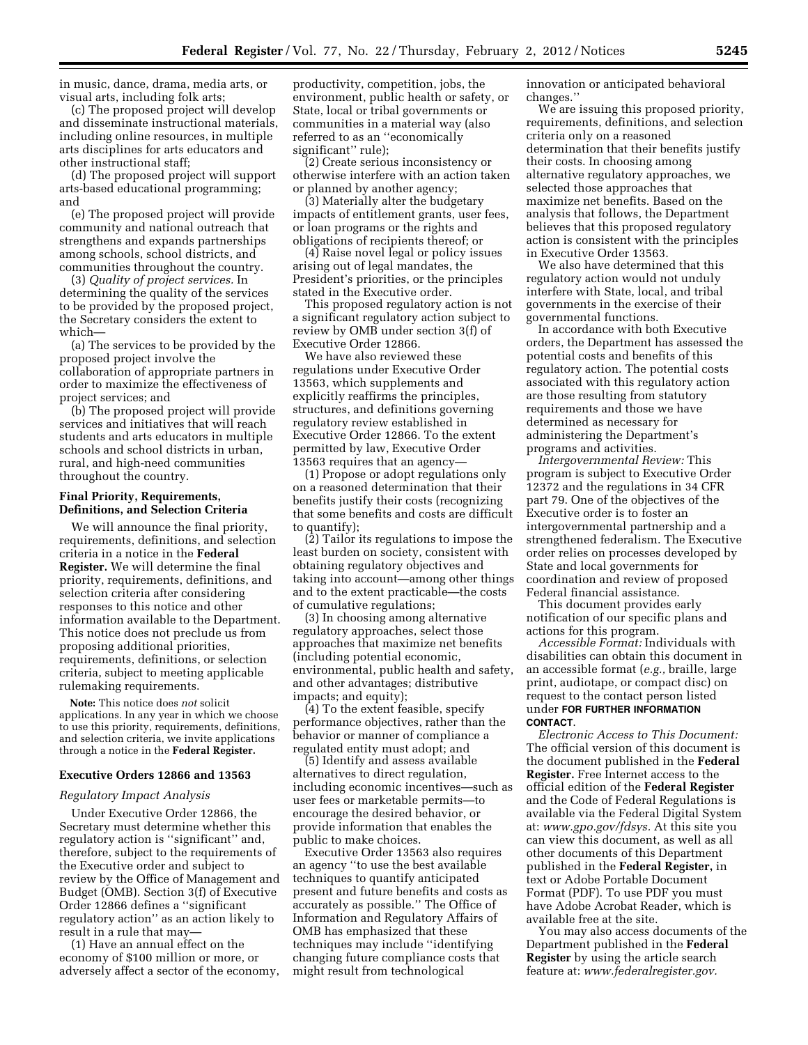in music, dance, drama, media arts, or visual arts, including folk arts;

(c) The proposed project will develop and disseminate instructional materials, including online resources, in multiple arts disciplines for arts educators and other instructional staff;

(d) The proposed project will support arts-based educational programming; and

(e) The proposed project will provide community and national outreach that strengthens and expands partnerships among schools, school districts, and communities throughout the country.

(3) *Quality of project services.* In determining the quality of the services to be provided by the proposed project, the Secretary considers the extent to which—

(a) The services to be provided by the proposed project involve the collaboration of appropriate partners in order to maximize the effectiveness of project services; and

(b) The proposed project will provide services and initiatives that will reach students and arts educators in multiple schools and school districts in urban, rural, and high-need communities throughout the country.

### Final Priority, Requirements, Definitions, and Selection Criteria

We will announce the final priority, requirements, definitions, and selection criteria in a notice in the **Federal Register.** We will determine the final priority, requirements, definitions, and selection criteria after considering responses to this notice and other information available to the Department. This notice does not preclude us from proposing additional priorities, requirements, definitions, or selection criteria, subject to meeting applicable rulemaking requirements.

**Note:** This notice does *not* solicit applications. In any year in which we choose to use this priority, requirements, definitions, and selection criteria, we invite applications through a notice in the **Federal Register.**

### Executive Orders 12866 and 13563

*Regulatory Impact Analysis*

Under Executive Order 12866, the Secretary must determine whether this regulatory action is ''significant'' and, therefore, subject to the requirements of the Executive order and subject to review by the Office of Management and Budget (OMB). Section 3(f) of Executive Order 12866 defines a ''significant regulatory action'' as an action likely to result in a rule that may—

(1) Have an annual effect on the economy of $100 million or more, or adversely affect a sector of the economy, productivity, competition, jobs, the environment, public health or safety, or State, local or tribal governments or communities in a material way (also referred to as an ''economically significant'' rule);

(2) Create serious inconsistency or otherwise interfere with an action taken or planned by another agency;

(3) Materially alter the budgetary impacts of entitlement grants, user fees, or loan programs or the rights and obligations of recipients thereof; or

(4) Raise novel legal or policy issues arising out of legal mandates, the President's priorities, or the principles stated in the Executive order.

This proposed regulatory action is not a significant regulatory action subject to review by OMB under section 3(f) of Executive Order 12866.

We have also reviewed these regulations under Executive Order 13563, which supplements and explicitly reaffirms the principles, structures, and definitions governing regulatory review established in Executive Order 12866. To the extent permitted by law, Executive Order 13563 requires that an agency—

(1) Propose or adopt regulations only on a reasoned determination that their benefits justify their costs (recognizing that some benefits and costs are difficult to quantify);

(2) Tailor its regulations to impose the least burden on society, consistent with obtaining regulatory objectives and taking into account—among other things and to the extent practicable—the costs of cumulative regulations;

(3) In choosing among alternative regulatory approaches, select those approaches that maximize net benefits (including potential economic, environmental, public health and safety, and other advantages; distributive impacts; and equity);

(4) To the extent feasible, specify performance objectives, rather than the behavior or manner of compliance a regulated entity must adopt; and

(5) Identify and assess available alternatives to direct regulation, including economic incentives—such as user fees or marketable permits—to encourage the desired behavior, or provide information that enables the public to make choices.

Executive Order 13563 also requires an agency ''to use the best available techniques to quantify anticipated present and future benefits and costs as accurately as possible.'' The Office of Information and Regulatory Affairs of OMB has emphasized that these techniques may include ''identifying changing future compliance costs that might result from technological innovation or anticipated behavioral changes.''

We are issuing this proposed priority, requirements, definitions, and selection criteria only on a reasoned determination that their benefits justify their costs. In choosing among alternative regulatory approaches, we selected those approaches that maximize net benefits. Based on the analysis that follows, the Department believes that this proposed regulatory action is consistent with the principles in Executive Order 13563.

We also have determined that this regulatory action would not unduly interfere with State, local, and tribal governments in the exercise of their governmental functions.

In accordance with both Executive orders, the Department has assessed the potential costs and benefits of this regulatory action. The potential costs associated with this regulatory action are those resulting from statutory requirements and those we have determined as necessary for administering the Department's programs and activities.

*Intergovernmental Review:* This program is subject to Executive Order 12372 and the regulations in 34 CFR part 79. One of the objectives of the Executive order is to foster an intergovernmental partnership and a strengthened federalism. The Executive order relies on processes developed by State and local governments for coordination and review of proposed Federal financial assistance.

This document provides early notification of our specific plans and actions for this program.

*Accessible Format:* Individuals with disabilities can obtain this document in an accessible format (*e.g.,* braille, large print, audiotape, or compact disc) on request to the contact person listed under **FOR FURTHER INFORMATION CONTACT**.

*Electronic Access to This Document:* The official version of this document is the document published in the **Federal Register.** Free Internet access to the official edition of the **Federal Register** and the Code of Federal Regulations is available via the Federal Digital System at: *www.gpo.gov/fdsys.* At this site you can view this document, as well as all other documents of this Department published in the **Federal Register,** in text or Adobe Portable Document Format (PDF). To use PDF you must have Adobe Acrobat Reader, which is available free at the site.

You may also access documents of the Department published in the **Federal Register** by using the article search feature at: *www.federalregister.gov.*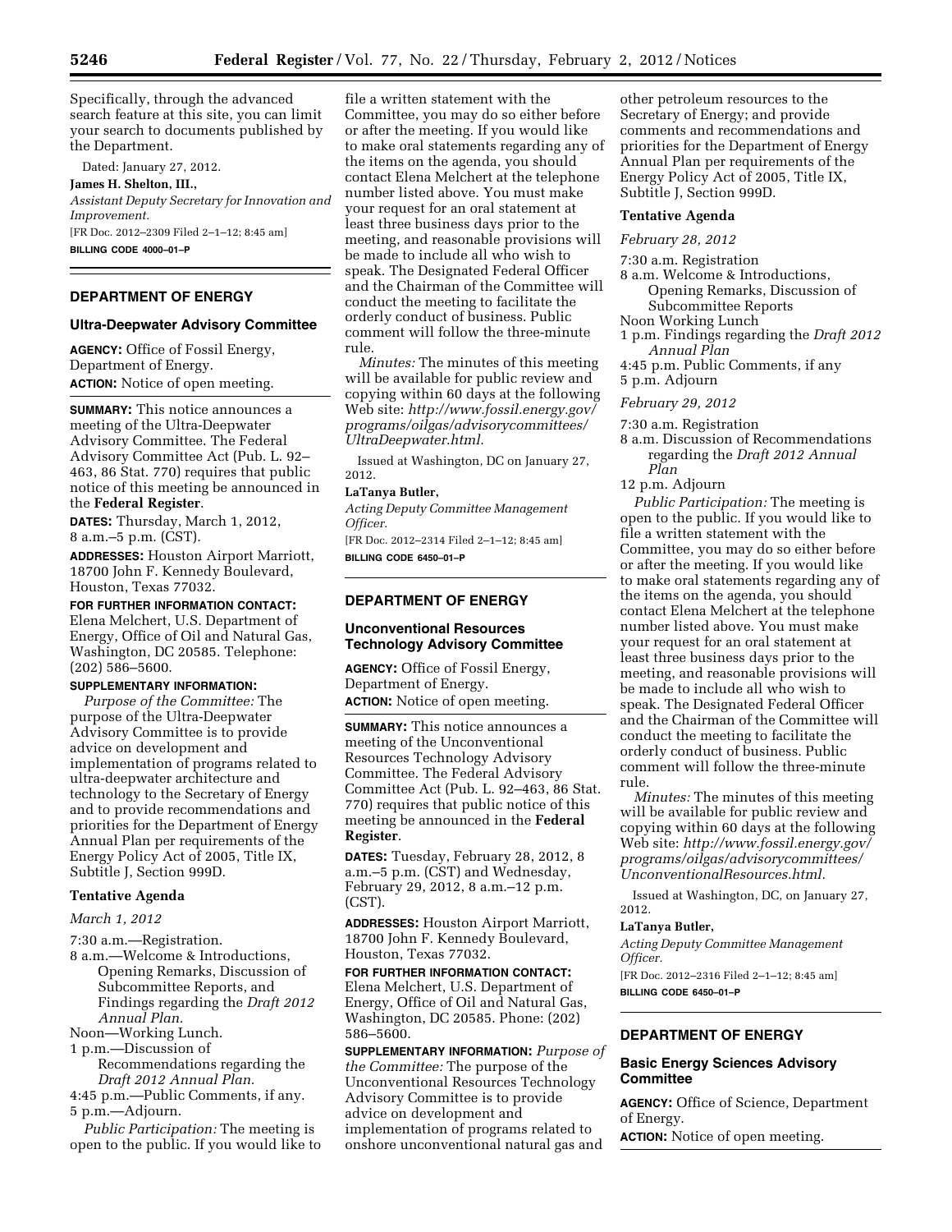Specifically, through the advanced search feature at this site, you can limit your search to documents published by the Department.

Dated: January 27, 2012.

**James H. Shelton, III.,**

*Assistant Deputy Secretary for Innovation and Improvement.*

[FR Doc. 2012–2309 Filed 2–1–12; 8:45 am]

**BILLING CODE 4000–01–P**

## DEPARTMENT OF ENERGY

### Ultra-Deepwater Advisory Committee

**AGENCY:** Office of Fossil Energy, Department of Energy.

**ACTION:** Notice of open meeting.

**SUMMARY:** This notice announces a meeting of the Ultra-Deepwater Advisory Committee. The Federal Advisory Committee Act (Pub. L. 92–463, 86 Stat. 770) requires that public notice of this meeting be announced in the **Federal Register**.

**DATES:** Thursday, March 1, 2012, 8 a.m.–5 p.m. (CST).

**ADDRESSES:** Houston Airport Marriott, 18700 John F. Kennedy Boulevard, Houston, Texas 77032.

**FOR FURTHER INFORMATION CONTACT:** Elena Melchert, U.S. Department of Energy, Office of Oil and Natural Gas, Washington, DC 20585. Telephone: (202) 586–5600.

**SUPPLEMENTARY INFORMATION:**

*Purpose of the Committee:* The purpose of the Ultra-Deepwater Advisory Committee is to provide advice on development and implementation of programs related to ultra-deepwater architecture and technology to the Secretary of Energy and to provide recommendations and priorities for the Department of Energy Annual Plan per requirements of the Energy Policy Act of 2005, Title IX, Subtitle J, Section 999D.

#### Tentative Agenda

*March 1, 2012*

7:30 a.m.—Registration.
8 a.m.—Welcome & Introductions, Opening Remarks, Discussion of Subcommittee Reports, and Findings regarding the *Draft 2012 Annual Plan.*
Noon—Working Lunch.
1 p.m.—Discussion of Recommendations regarding the *Draft 2012 Annual Plan.*
4:45 p.m.—Public Comments, if any.
5 p.m.—Adjourn.

*Public Participation:* The meeting is open to the public. If you would like to file a written statement with the Committee, you may do so either before or after the meeting. If you would like to make oral statements regarding any of the items on the agenda, you should contact Elena Melchert at the telephone number listed above. You must make your request for an oral statement at least three business days prior to the meeting, and reasonable provisions will be made to include all who wish to speak. The Designated Federal Officer and the Chairman of the Committee will conduct the meeting to facilitate the orderly conduct of business. Public comment will follow the three-minute rule.

*Minutes:* The minutes of this meeting will be available for public review and copying within 60 days at the following Web site: *http://www.fossil.energy.gov/programs/oilgas/advisorycommittees/UltraDeepwater.html.*

Issued at Washington, DC on January 27, 2012.

**LaTanya Butler,**

*Acting Deputy Committee Management Officer.*

[FR Doc. 2012–2314 Filed 2–1–12; 8:45 am]

**BILLING CODE 6450–01–P**

## DEPARTMENT OF ENERGY

### Unconventional Resources Technology Advisory Committee

**AGENCY:** Office of Fossil Energy, Department of Energy.

**ACTION:** Notice of open meeting.

**SUMMARY:** This notice announces a meeting of the Unconventional Resources Technology Advisory Committee. The Federal Advisory Committee Act (Pub. L. 92–463, 86 Stat. 770) requires that public notice of this meeting be announced in the **Federal Register**.

**DATES:** Tuesday, February 28, 2012, 8 a.m.–5 p.m. (CST) and Wednesday, February 29, 2012, 8 a.m.–12 p.m. (CST).

**ADDRESSES:** Houston Airport Marriott, 18700 John F. Kennedy Boulevard, Houston, Texas 77032.

**FOR FURTHER INFORMATION CONTACT:** Elena Melchert, U.S. Department of Energy, Office of Oil and Natural Gas, Washington, DC 20585. Phone: (202) 586–5600.

**SUPPLEMENTARY INFORMATION:** *Purpose of the Committee:* The purpose of the Unconventional Resources Technology Advisory Committee is to provide advice on development and implementation of programs related to onshore unconventional natural gas and other petroleum resources to the Secretary of Energy; and provide comments and recommendations and priorities for the Department of Energy Annual Plan per requirements of the Energy Policy Act of 2005, Title IX, Subtitle J, Section 999D.

#### Tentative Agenda

*February 28, 2012*

7:30 a.m. Registration
8 a.m. Welcome & Introductions, Opening Remarks, Discussion of Subcommittee Reports
Noon Working Lunch
1 p.m. Findings regarding the *Draft 2012 Annual Plan*
4:45 p.m. Public Comments, if any
5 p.m. Adjourn

*February 29, 2012*

7:30 a.m. Registration
8 a.m. Discussion of Recommendations regarding the *Draft 2012 Annual Plan*
12 p.m. Adjourn

*Public Participation:* The meeting is open to the public. If you would like to file a written statement with the Committee, you may do so either before or after the meeting. If you would like to make oral statements regarding any of the items on the agenda, you should contact Elena Melchert at the telephone number listed above. You must make your request for an oral statement at least three business days prior to the meeting, and reasonable provisions will be made to include all who wish to speak. The Designated Federal Officer and the Chairman of the Committee will conduct the meeting to facilitate the orderly conduct of business. Public comment will follow the three-minute rule.

*Minutes:* The minutes of this meeting will be available for public review and copying within 60 days at the following Web site: *http://www.fossil.energy.gov/programs/oilgas/advisorycommittees/UnconventionalResources.html.*

Issued at Washington, DC, on January 27, 2012.

**LaTanya Butler,**

*Acting Deputy Committee Management Officer.*

[FR Doc. 2012–2316 Filed 2–1–12; 8:45 am]

**BILLING CODE 6450–01–P**

## DEPARTMENT OF ENERGY

### Basic Energy Sciences Advisory Committee

**AGENCY:** Office of Science, Department of Energy.

**ACTION:** Notice of open meeting.